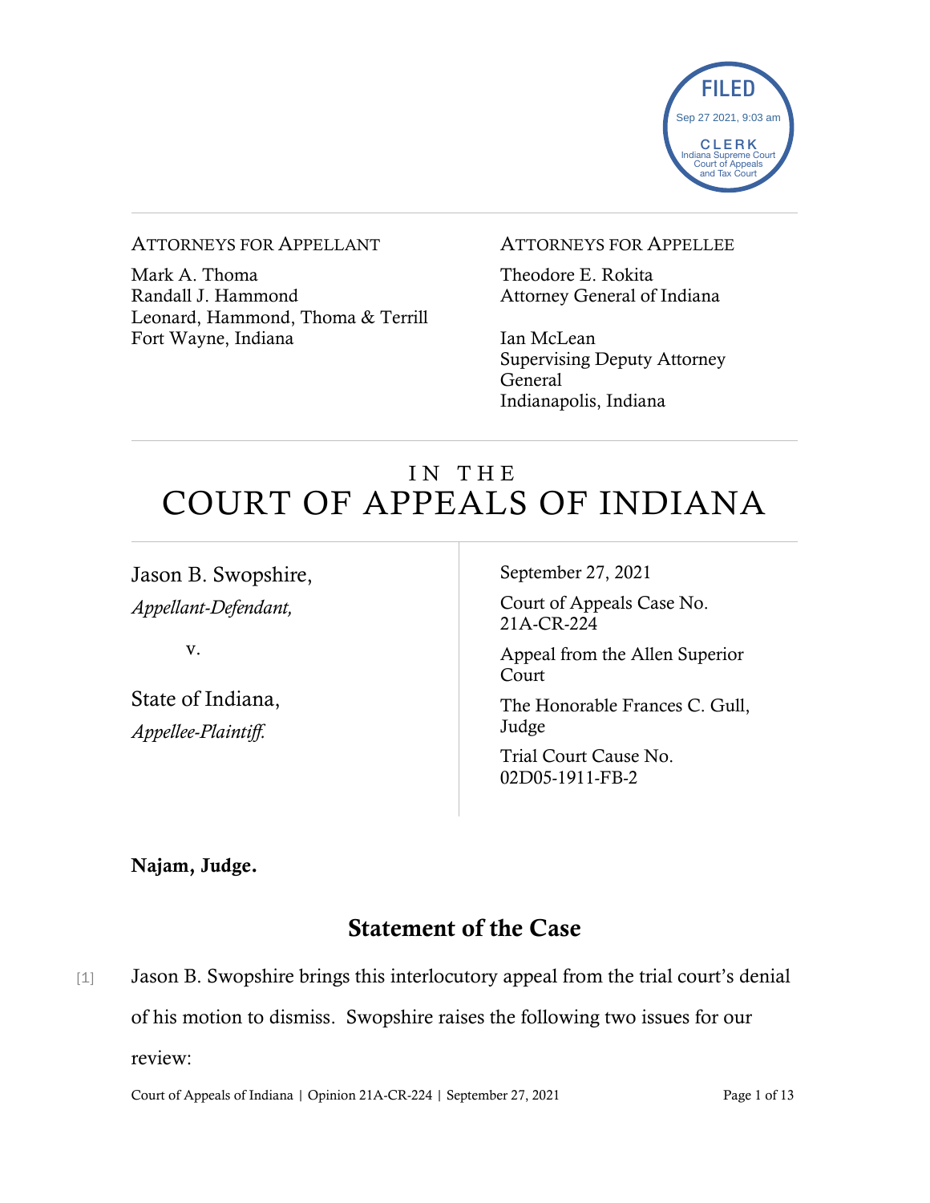FILED
Sep 27 2021, 9:03 am
CLERK
Indiana Supreme Court
Court of Appeals
and Tax Court

ATTORNEYS FOR APPELLANT

Mark A. Thoma
Randall J. Hammond
Leonard, Hammond, Thoma & Terrill
Fort Wayne, Indiana

ATTORNEYS FOR APPELLEE

Theodore E. Rokita
Attorney General of Indiana

Ian McLean
Supervising Deputy Attorney General
Indianapolis, Indiana

# IN THE COURT OF APPEALS OF INDIANA

Jason B. Swopshire,
*Appellant-Defendant,*

v.

State of Indiana,
*Appellee-Plaintiff.*

September 27, 2021

Court of Appeals Case No. 21A-CR-224

Appeal from the Allen Superior Court

The Honorable Frances C. Gull, Judge

Trial Court Cause No. 02D05-1911-FB-2

**Najam, Judge.**

## Statement of the Case

[1] Jason B. Swopshire brings this interlocutory appeal from the trial court's denial of his motion to dismiss. Swopshire raises the following two issues for our review: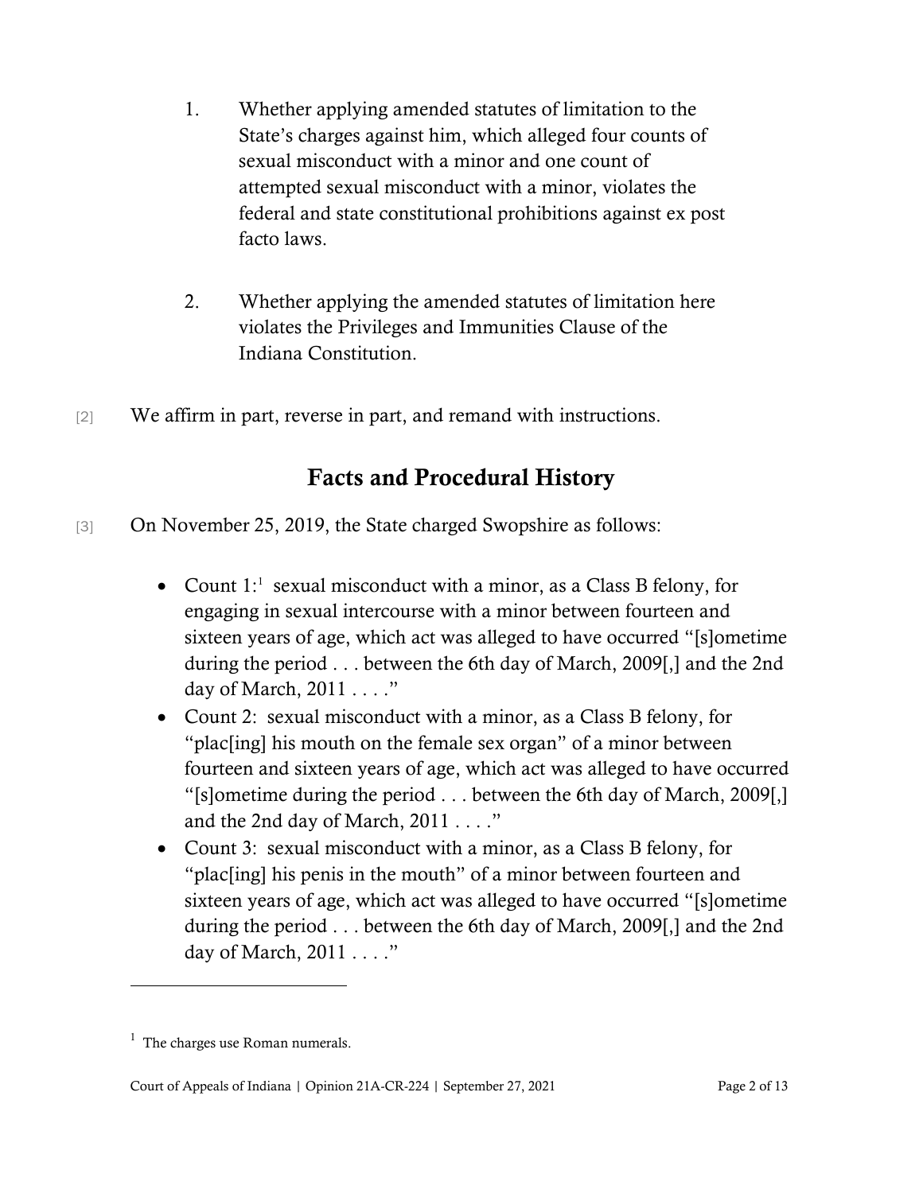1. Whether applying amended statutes of limitation to the State's charges against him, which alleged four counts of sexual misconduct with a minor and one count of attempted sexual misconduct with a minor, violates the federal and state constitutional prohibitions against ex post facto laws.

2. Whether applying the amended statutes of limitation here violates the Privileges and Immunities Clause of the Indiana Constitution.

[2] We affirm in part, reverse in part, and remand with instructions.

## Facts and Procedural History

[3] On November 25, 2019, the State charged Swopshire as follows:

- Count 1:[1] sexual misconduct with a minor, as a Class B felony, for engaging in sexual intercourse with a minor between fourteen and sixteen years of age, which act was alleged to have occurred "[s]ometime during the period . . . between the 6th day of March, 2009[,] and the 2nd day of March, 2011 . . . ."
- Count 2: sexual misconduct with a minor, as a Class B felony, for "plac[ing] his mouth on the female sex organ" of a minor between fourteen and sixteen years of age, which act was alleged to have occurred "[s]ometime during the period . . . between the 6th day of March, 2009[,] and the 2nd day of March, 2011 . . . ."
- Count 3: sexual misconduct with a minor, as a Class B felony, for "plac[ing] his penis in the mouth" of a minor between fourteen and sixteen years of age, which act was alleged to have occurred "[s]ometime during the period . . . between the 6th day of March, 2009[,] and the 2nd day of March, 2011 . . . ."

[1] The charges use Roman numerals.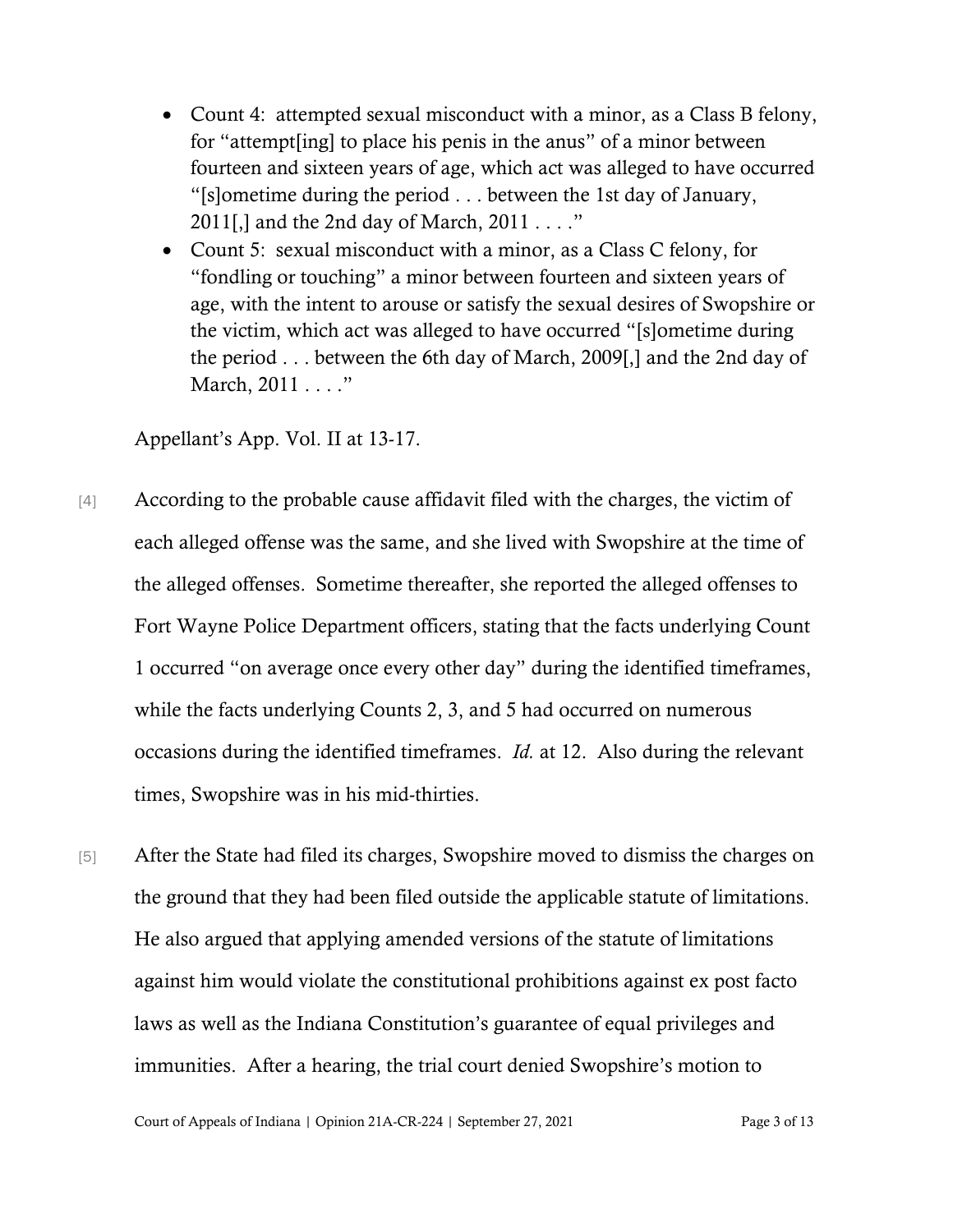- Count 4: attempted sexual misconduct with a minor, as a Class B felony, for "attempt[ing] to place his penis in the anus" of a minor between fourteen and sixteen years of age, which act was alleged to have occurred "[s]ometime during the period . . . between the 1st day of January, 2011[,] and the 2nd day of March, 2011 . . . ."
- Count 5: sexual misconduct with a minor, as a Class C felony, for "fondling or touching" a minor between fourteen and sixteen years of age, with the intent to arouse or satisfy the sexual desires of Swopshire or the victim, which act was alleged to have occurred "[s]ometime during the period . . . between the 6th day of March, 2009[,] and the 2nd day of March, 2011 . . . ."

Appellant's App. Vol. II at 13-17.

[4] According to the probable cause affidavit filed with the charges, the victim of each alleged offense was the same, and she lived with Swopshire at the time of the alleged offenses. Sometime thereafter, she reported the alleged offenses to Fort Wayne Police Department officers, stating that the facts underlying Count 1 occurred "on average once every other day" during the identified timeframes, while the facts underlying Counts 2, 3, and 5 had occurred on numerous occasions during the identified timeframes. *Id.* at 12. Also during the relevant times, Swopshire was in his mid-thirties.

[5] After the State had filed its charges, Swopshire moved to dismiss the charges on the ground that they had been filed outside the applicable statute of limitations. He also argued that applying amended versions of the statute of limitations against him would violate the constitutional prohibitions against ex post facto laws as well as the Indiana Constitution's guarantee of equal privileges and immunities. After a hearing, the trial court denied Swopshire's motion to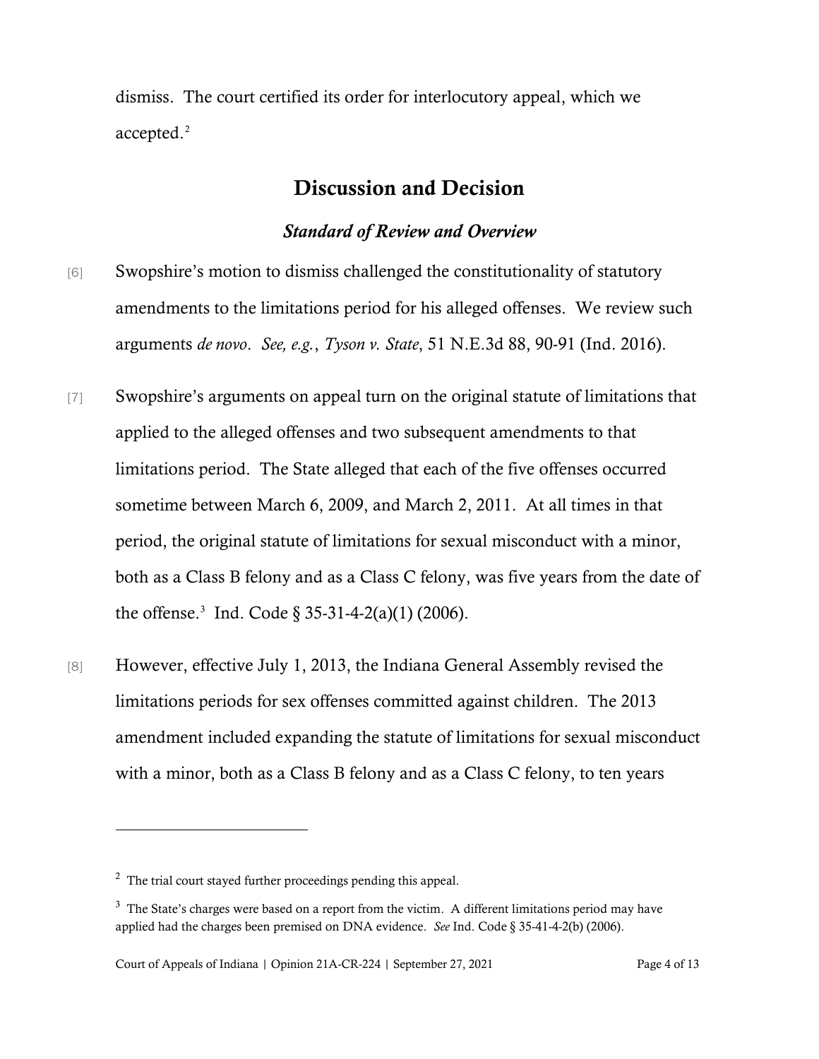dismiss. The court certified its order for interlocutory appeal, which we accepted.[2]

## Discussion and Decision

### *Standard of Review and Overview*

[6] Swopshire's motion to dismiss challenged the constitutionality of statutory amendments to the limitations period for his alleged offenses. We review such arguments *de novo*. *See, e.g.*, *Tyson v. State*, 51 N.E.3d 88, 90-91 (Ind. 2016).

[7] Swopshire's arguments on appeal turn on the original statute of limitations that applied to the alleged offenses and two subsequent amendments to that limitations period. The State alleged that each of the five offenses occurred sometime between March 6, 2009, and March 2, 2011. At all times in that period, the original statute of limitations for sexual misconduct with a minor, both as a Class B felony and as a Class C felony, was five years from the date of the offense.[3] Ind. Code § 35-31-4-2(a)(1) (2006).

[8] However, effective July 1, 2013, the Indiana General Assembly revised the limitations periods for sex offenses committed against children. The 2013 amendment included expanding the statute of limitations for sexual misconduct with a minor, both as a Class B felony and as a Class C felony, to ten years

---

[2] The trial court stayed further proceedings pending this appeal.

[3] The State's charges were based on a report from the victim. A different limitations period may have applied had the charges been premised on DNA evidence. *See* Ind. Code § 35-41-4-2(b) (2006).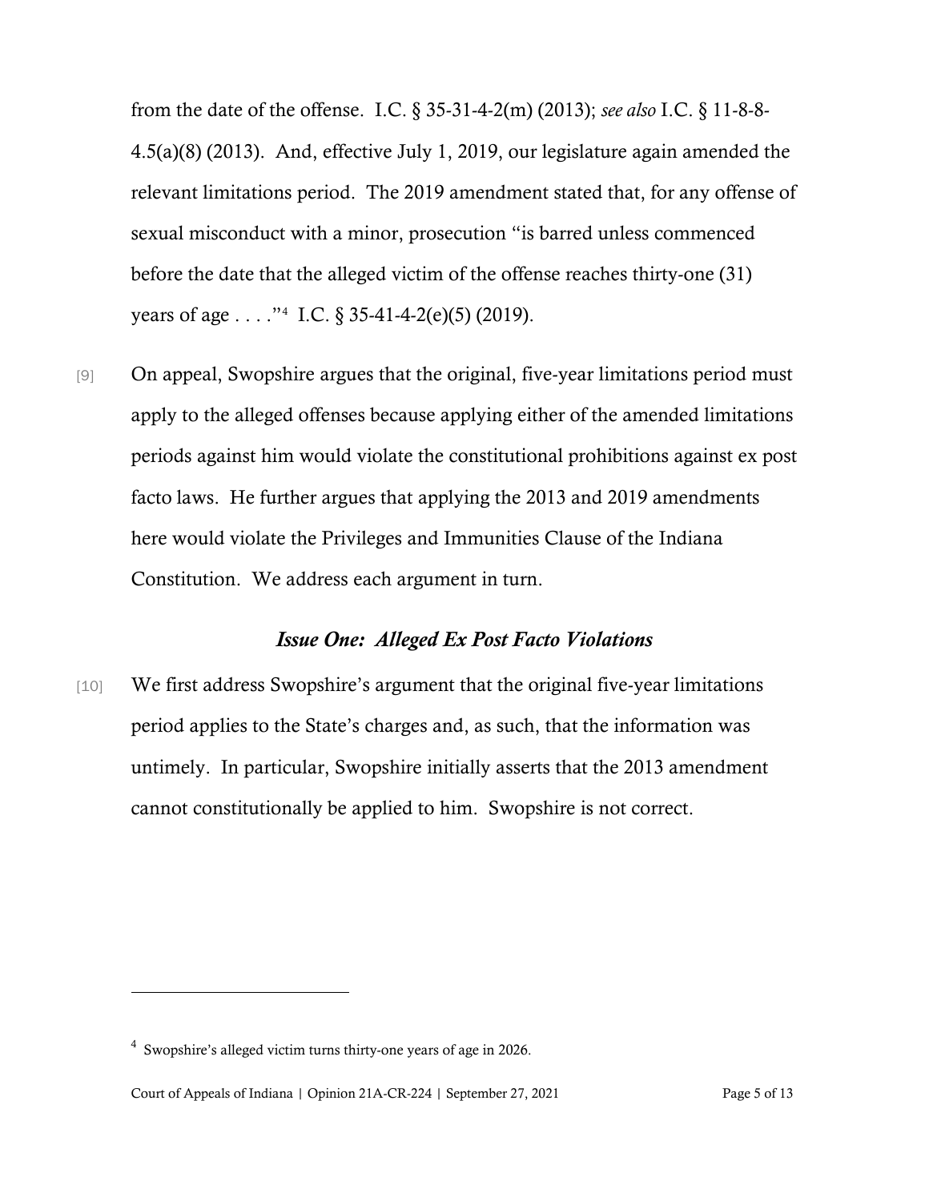from the date of the offense. I.C. § 35-31-4-2(m) (2013); *see also* I.C. § 11-8-8-4.5(a)(8) (2013). And, effective July 1, 2019, our legislature again amended the relevant limitations period. The 2019 amendment stated that, for any offense of sexual misconduct with a minor, prosecution "is barred unless commenced before the date that the alleged victim of the offense reaches thirty-one (31) years of age . . . ."[4] I.C. § 35-41-4-2(e)(5) (2019).

[9] On appeal, Swopshire argues that the original, five-year limitations period must apply to the alleged offenses because applying either of the amended limitations periods against him would violate the constitutional prohibitions against ex post facto laws. He further argues that applying the 2013 and 2019 amendments here would violate the Privileges and Immunities Clause of the Indiana Constitution. We address each argument in turn.

### *Issue One: Alleged Ex Post Facto Violations*

[10] We first address Swopshire's argument that the original five-year limitations period applies to the State's charges and, as such, that the information was untimely. In particular, Swopshire initially asserts that the 2013 amendment cannot constitutionally be applied to him. Swopshire is not correct.

---

[4] Swopshire's alleged victim turns thirty-one years of age in 2026.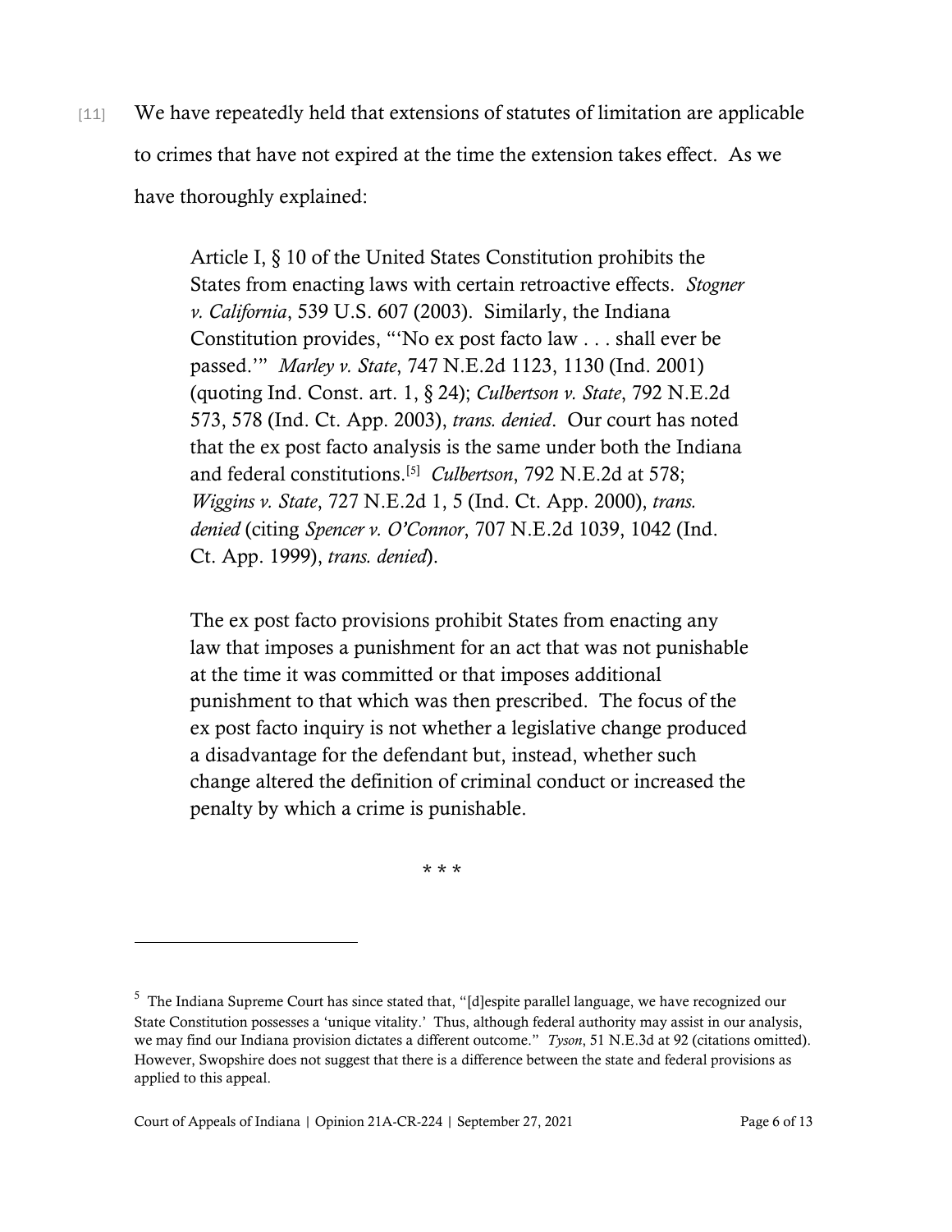[11] We have repeatedly held that extensions of statutes of limitation are applicable to crimes that have not expired at the time the extension takes effect. As we have thoroughly explained:

> Article I, § 10 of the United States Constitution prohibits the States from enacting laws with certain retroactive effects. *Stogner v. California*, 539 U.S. 607 (2003). Similarly, the Indiana Constitution provides, "'No ex post facto law . . . shall ever be passed.'" *Marley v. State*, 747 N.E.2d 1123, 1130 (Ind. 2001) (quoting Ind. Const. art. 1, § 24); *Culbertson v. State*, 792 N.E.2d 573, 578 (Ind. Ct. App. 2003), *trans. denied*. Our court has noted that the ex post facto analysis is the same under both the Indiana and federal constitutions.[5] *Culbertson*, 792 N.E.2d at 578; *Wiggins v. State*, 727 N.E.2d 1, 5 (Ind. Ct. App. 2000), *trans. denied* (citing *Spencer v. O'Connor*, 707 N.E.2d 1039, 1042 (Ind. Ct. App. 1999), *trans. denied*).
>
> The ex post facto provisions prohibit States from enacting any law that imposes a punishment for an act that was not punishable at the time it was committed or that imposes additional punishment to that which was then prescribed. The focus of the ex post facto inquiry is not whether a legislative change produced a disadvantage for the defendant but, instead, whether such change altered the definition of criminal conduct or increased the penalty by which a crime is punishable.
>
> \* \* \*

---

[5] The Indiana Supreme Court has since stated that, "[d]espite parallel language, we have recognized our State Constitution possesses a 'unique vitality.' Thus, although federal authority may assist in our analysis, we may find our Indiana provision dictates a different outcome." *Tyson*, 51 N.E.3d at 92 (citations omitted). However, Swopshire does not suggest that there is a difference between the state and federal provisions as applied to this appeal.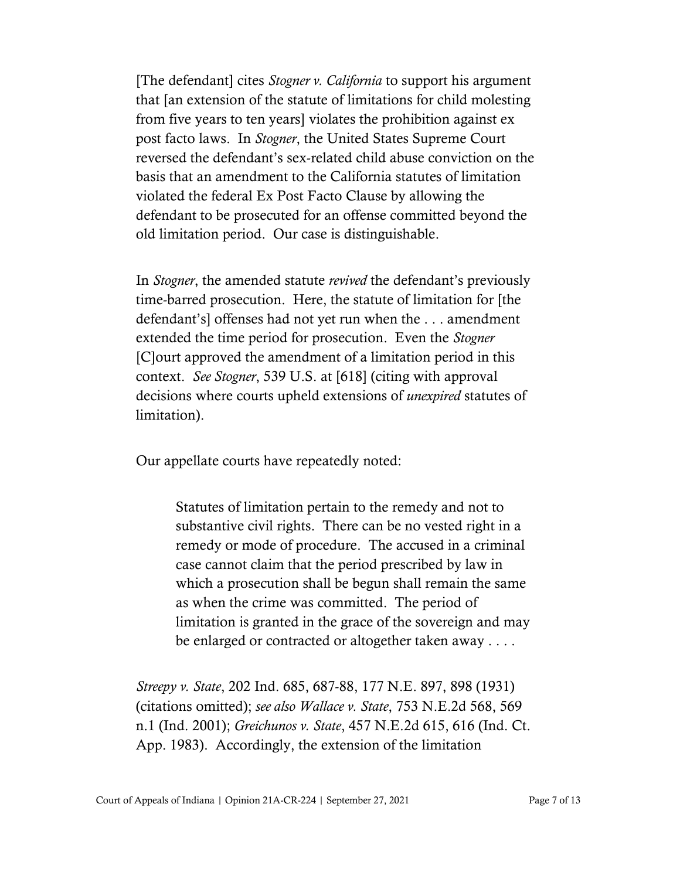[The defendant] cites *Stogner v. California* to support his argument that [an extension of the statute of limitations for child molesting from five years to ten years] violates the prohibition against ex post facto laws. In *Stogner*, the United States Supreme Court reversed the defendant's sex-related child abuse conviction on the basis that an amendment to the California statutes of limitation violated the federal Ex Post Facto Clause by allowing the defendant to be prosecuted for an offense committed beyond the old limitation period. Our case is distinguishable.

In *Stogner*, the amended statute *revived* the defendant's previously time-barred prosecution. Here, the statute of limitation for [the defendant's] offenses had not yet run when the . . . amendment extended the time period for prosecution. Even the *Stogner* [C]ourt approved the amendment of a limitation period in this context. *See Stogner*, 539 U.S. at [618] (citing with approval decisions where courts upheld extensions of *unexpired* statutes of limitation).

Our appellate courts have repeatedly noted:

> Statutes of limitation pertain to the remedy and not to substantive civil rights. There can be no vested right in a remedy or mode of procedure. The accused in a criminal case cannot claim that the period prescribed by law in which a prosecution shall be begun shall remain the same as when the crime was committed. The period of limitation is granted in the grace of the sovereign and may be enlarged or contracted or altogether taken away . . . .

*Streepy v. State*, 202 Ind. 685, 687-88, 177 N.E. 897, 898 (1931) (citations omitted); *see also Wallace v. State*, 753 N.E.2d 568, 569 n.1 (Ind. 2001); *Greichunos v. State*, 457 N.E.2d 615, 616 (Ind. Ct. App. 1983). Accordingly, the extension of the limitation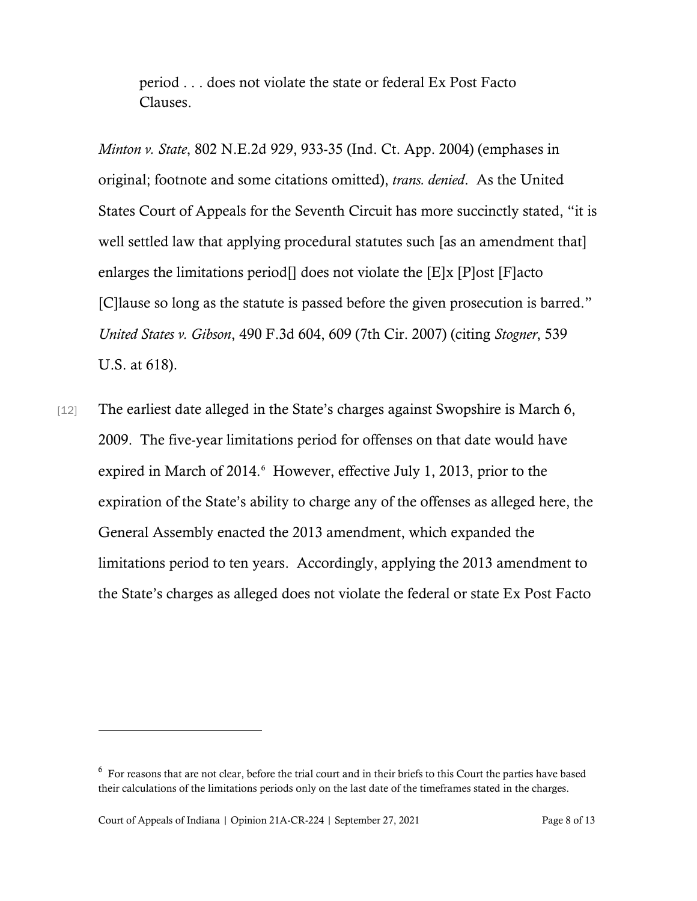> period . . . does not violate the state or federal Ex Post Facto Clauses.

*Minton v. State*, 802 N.E.2d 929, 933-35 (Ind. Ct. App. 2004) (emphases in original; footnote and some citations omitted), *trans. denied*. As the United States Court of Appeals for the Seventh Circuit has more succinctly stated, "it is well settled law that applying procedural statutes such [as an amendment that] enlarges the limitations period[] does not violate the [E]x [P]ost [F]acto [C]lause so long as the statute is passed before the given prosecution is barred." *United States v. Gibson*, 490 F.3d 604, 609 (7th Cir. 2007) (citing *Stogner*, 539 U.S. at 618).

[12] The earliest date alleged in the State's charges against Swopshire is March 6, 2009. The five-year limitations period for offenses on that date would have expired in March of 2014.[6] However, effective July 1, 2013, prior to the expiration of the State's ability to charge any of the offenses as alleged here, the General Assembly enacted the 2013 amendment, which expanded the limitations period to ten years. Accordingly, applying the 2013 amendment to the State's charges as alleged does not violate the federal or state Ex Post Facto

---

[6] For reasons that are not clear, before the trial court and in their briefs to this Court the parties have based their calculations of the limitations periods only on the last date of the timeframes stated in the charges.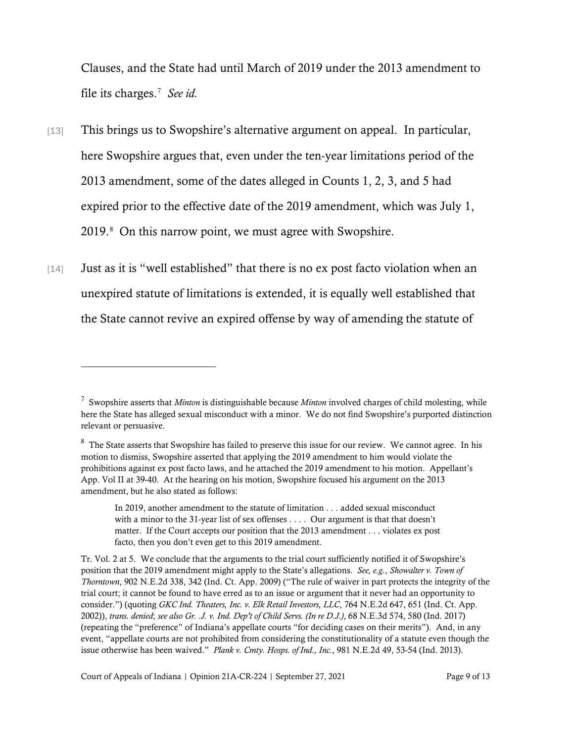Clauses, and the State had until March of 2019 under the 2013 amendment to file its charges.[7] *See id.*

[13] This brings us to Swopshire's alternative argument on appeal. In particular, here Swopshire argues that, even under the ten-year limitations period of the 2013 amendment, some of the dates alleged in Counts 1, 2, 3, and 5 had expired prior to the effective date of the 2019 amendment, which was July 1, 2019.[8] On this narrow point, we must agree with Swopshire.

[14] Just as it is "well established" that there is no ex post facto violation when an unexpired statute of limitations is extended, it is equally well established that the State cannot revive an expired offense by way of amending the statute of

---

[7] Swopshire asserts that *Minton* is distinguishable because *Minton* involved charges of child molesting, while here the State has alleged sexual misconduct with a minor. We do not find Swopshire's purported distinction relevant or persuasive.

[8] The State asserts that Swopshire has failed to preserve this issue for our review. We cannot agree. In his motion to dismiss, Swopshire asserted that applying the 2019 amendment to him would violate the prohibitions against ex post facto laws, and he attached the 2019 amendment to his motion. Appellant's App. Vol II at 39-40. At the hearing on his motion, Swopshire focused his argument on the 2013 amendment, but he also stated as follows:

> In 2019, another amendment to the statute of limitation . . . added sexual misconduct with a minor to the 31-year list of sex offenses . . . . Our argument is that that doesn't matter. If the Court accepts our position that the 2013 amendment . . . violates ex post facto, then you don't even get to this 2019 amendment.

Tr. Vol. 2 at 5. We conclude that the arguments to the trial court sufficiently notified it of Swopshire's position that the 2019 amendment might apply to the State's allegations. *See, e.g.*, *Showalter v. Town of Thorntown*, 902 N.E.2d 338, 342 (Ind. Ct. App. 2009) ("The rule of waiver in part protects the integrity of the trial court; it cannot be found to have erred as to an issue or argument that it never had an opportunity to consider.") (quoting *GKC Ind. Theaters, Inc. v. Elk Retail Investors, LLC*, 764 N.E.2d 647, 651 (Ind. Ct. App. 2002)), *trans. denied*; *see also Gr. .J. v. Ind. Dep't of Child Servs. (In re D.J.)*, 68 N.E.3d 574, 580 (Ind. 2017) (repeating the "preference" of Indiana's appellate courts "for deciding cases on their merits"). And, in any event, "appellate courts are not prohibited from considering the constitutionality of a statute even though the issue otherwise has been waived." *Plank v. Cmty. Hosps. of Ind., Inc.*, 981 N.E.2d 49, 53-54 (Ind. 2013).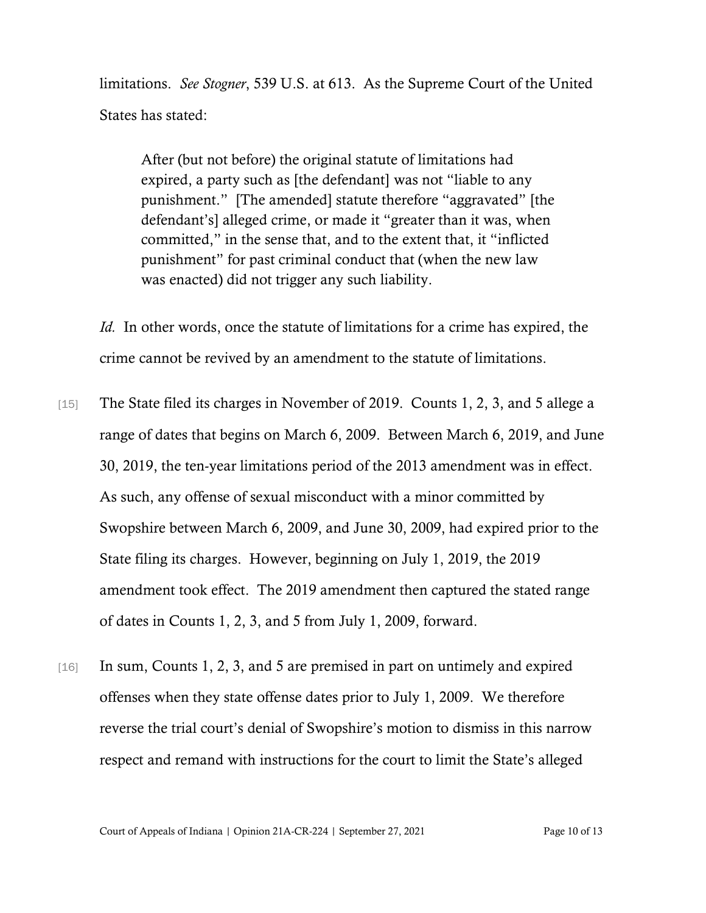limitations. *See Stogner*, 539 U.S. at 613. As the Supreme Court of the United States has stated:

> After (but not before) the original statute of limitations had expired, a party such as [the defendant] was not "liable to any punishment." [The amended] statute therefore "aggravated" [the defendant's] alleged crime, or made it "greater than it was, when committed," in the sense that, and to the extent that, it "inflicted punishment" for past criminal conduct that (when the new law was enacted) did not trigger any such liability.

*Id.* In other words, once the statute of limitations for a crime has expired, the crime cannot be revived by an amendment to the statute of limitations.

[15] The State filed its charges in November of 2019. Counts 1, 2, 3, and 5 allege a range of dates that begins on March 6, 2009. Between March 6, 2019, and June 30, 2019, the ten-year limitations period of the 2013 amendment was in effect. As such, any offense of sexual misconduct with a minor committed by Swopshire between March 6, 2009, and June 30, 2009, had expired prior to the State filing its charges. However, beginning on July 1, 2019, the 2019 amendment took effect. The 2019 amendment then captured the stated range of dates in Counts 1, 2, 3, and 5 from July 1, 2009, forward.

[16] In sum, Counts 1, 2, 3, and 5 are premised in part on untimely and expired offenses when they state offense dates prior to July 1, 2009. We therefore reverse the trial court's denial of Swopshire's motion to dismiss in this narrow respect and remand with instructions for the court to limit the State's alleged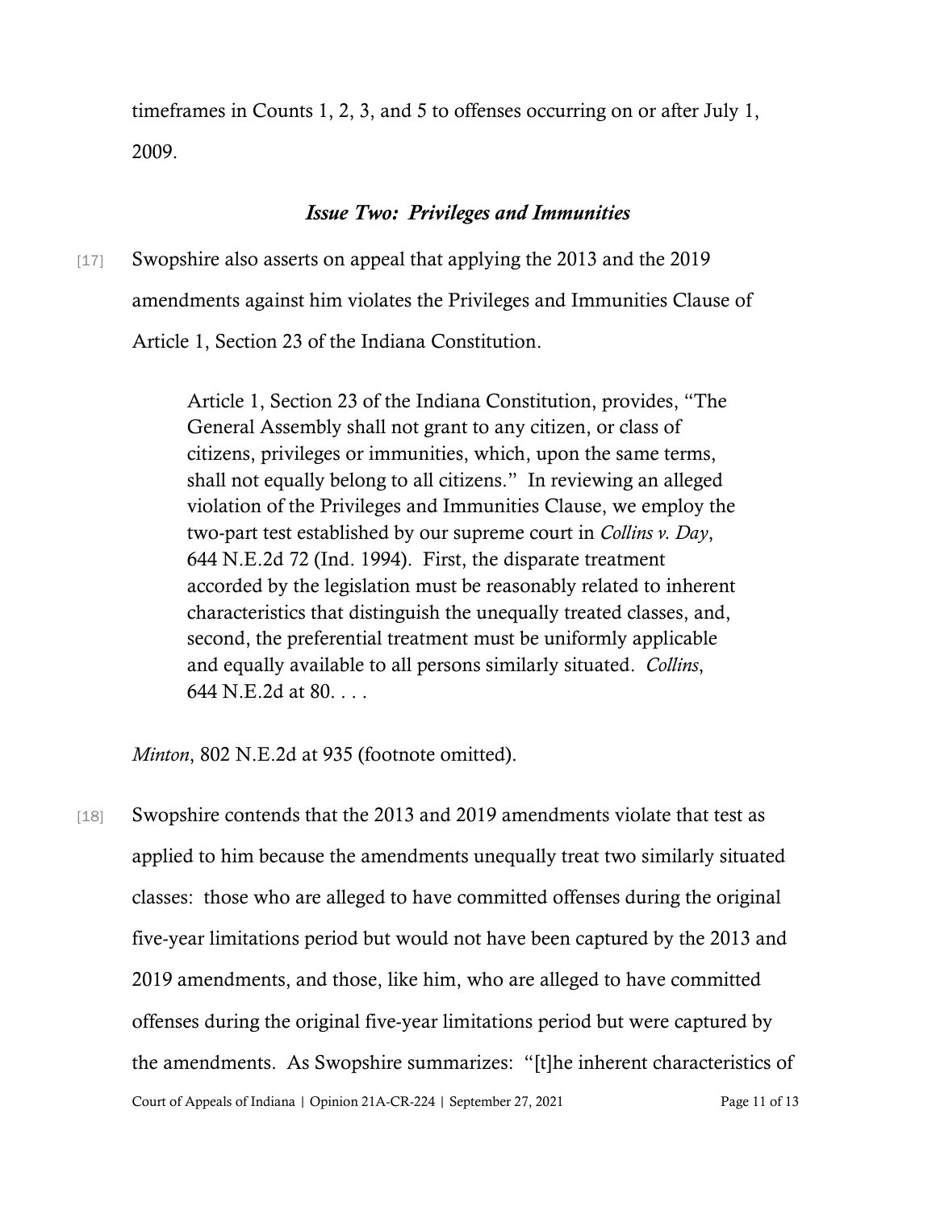timeframes in Counts 1, 2, 3, and 5 to offenses occurring on or after July 1, 2009.

### *Issue Two: Privileges and Immunities*

[17] Swopshire also asserts on appeal that applying the 2013 and the 2019 amendments against him violates the Privileges and Immunities Clause of Article 1, Section 23 of the Indiana Constitution.

> Article 1, Section 23 of the Indiana Constitution, provides, "The General Assembly shall not grant to any citizen, or class of citizens, privileges or immunities, which, upon the same terms, shall not equally belong to all citizens." In reviewing an alleged violation of the Privileges and Immunities Clause, we employ the two-part test established by our supreme court in *Collins v. Day*, 644 N.E.2d 72 (Ind. 1994). First, the disparate treatment accorded by the legislation must be reasonably related to inherent characteristics that distinguish the unequally treated classes, and, second, the preferential treatment must be uniformly applicable and equally available to all persons similarly situated. *Collins*, 644 N.E.2d at 80. . . .

*Minton*, 802 N.E.2d at 935 (footnote omitted).

[18] Swopshire contends that the 2013 and 2019 amendments violate that test as applied to him because the amendments unequally treat two similarly situated classes: those who are alleged to have committed offenses during the original five-year limitations period but would not have been captured by the 2013 and 2019 amendments, and those, like him, who are alleged to have committed offenses during the original five-year limitations period but were captured by the amendments. As Swopshire summarizes: "[t]he inherent characteristics of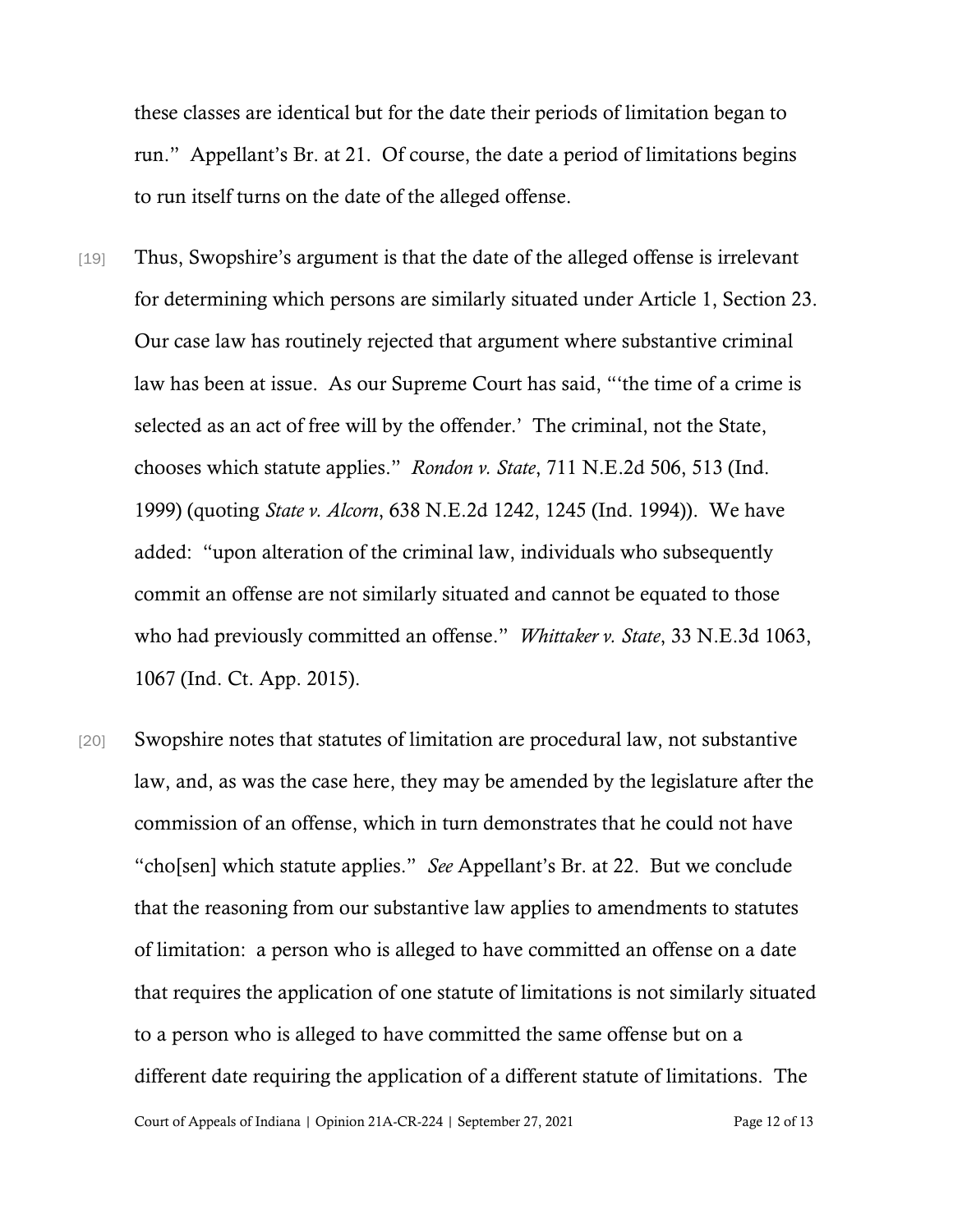these classes are identical but for the date their periods of limitation began to run." Appellant's Br. at 21. Of course, the date a period of limitations begins to run itself turns on the date of the alleged offense.

[19] Thus, Swopshire's argument is that the date of the alleged offense is irrelevant for determining which persons are similarly situated under Article 1, Section 23. Our case law has routinely rejected that argument where substantive criminal law has been at issue. As our Supreme Court has said, "'the time of a crime is selected as an act of free will by the offender.' The criminal, not the State, chooses which statute applies." *Rondon v. State*, 711 N.E.2d 506, 513 (Ind. 1999) (quoting *State v. Alcorn*, 638 N.E.2d 1242, 1245 (Ind. 1994)). We have added: "upon alteration of the criminal law, individuals who subsequently commit an offense are not similarly situated and cannot be equated to those who had previously committed an offense." *Whittaker v. State*, 33 N.E.3d 1063, 1067 (Ind. Ct. App. 2015).

[20] Swopshire notes that statutes of limitation are procedural law, not substantive law, and, as was the case here, they may be amended by the legislature after the commission of an offense, which in turn demonstrates that he could not have "cho[sen] which statute applies." *See* Appellant's Br. at 22. But we conclude that the reasoning from our substantive law applies to amendments to statutes of limitation: a person who is alleged to have committed an offense on a date that requires the application of one statute of limitations is not similarly situated to a person who is alleged to have committed the same offense but on a different date requiring the application of a different statute of limitations. The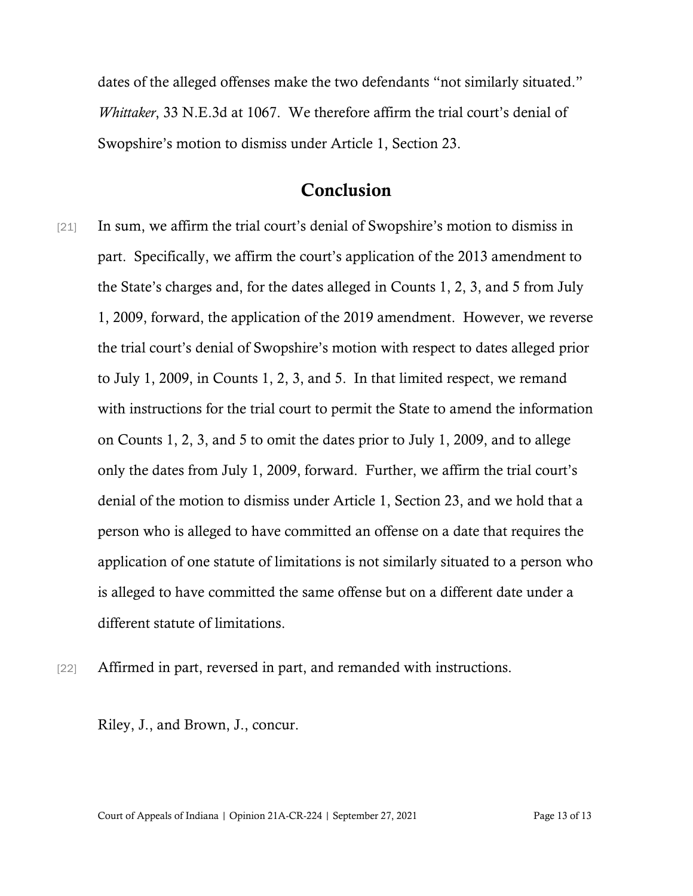dates of the alleged offenses make the two defendants "not similarly situated." *Whittaker*, 33 N.E.3d at 1067. We therefore affirm the trial court's denial of Swopshire's motion to dismiss under Article 1, Section 23.

## Conclusion

[21] In sum, we affirm the trial court's denial of Swopshire's motion to dismiss in part. Specifically, we affirm the court's application of the 2013 amendment to the State's charges and, for the dates alleged in Counts 1, 2, 3, and 5 from July 1, 2009, forward, the application of the 2019 amendment. However, we reverse the trial court's denial of Swopshire's motion with respect to dates alleged prior to July 1, 2009, in Counts 1, 2, 3, and 5. In that limited respect, we remand with instructions for the trial court to permit the State to amend the information on Counts 1, 2, 3, and 5 to omit the dates prior to July 1, 2009, and to allege only the dates from July 1, 2009, forward. Further, we affirm the trial court's denial of the motion to dismiss under Article 1, Section 23, and we hold that a person who is alleged to have committed an offense on a date that requires the application of one statute of limitations is not similarly situated to a person who is alleged to have committed the same offense but on a different date under a different statute of limitations.

[22] Affirmed in part, reversed in part, and remanded with instructions.

Riley, J., and Brown, J., concur.